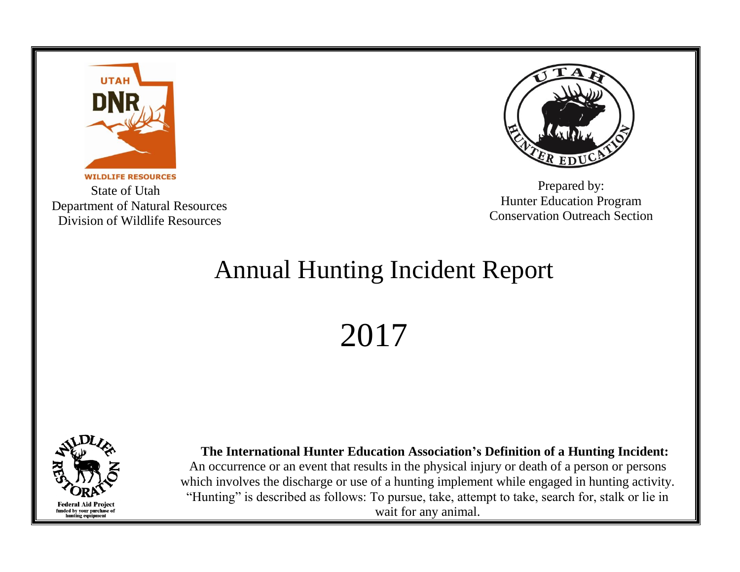UTAH DNR WILDLIFE RESOURCES

State of Utah
Department of Natural Resources
Division of Wildlife Resources

Prepared by:
Hunter Education Program
Conservation Outreach Section

# Annual Hunting Incident Report

# 2017

Federal Aid Project funded by your purchase of hunting equipment

**The International Hunter Education Association's Definition of a Hunting Incident:**
An occurrence or an event that results in the physical injury or death of a person or persons which involves the discharge or use of a hunting implement while engaged in hunting activity. "Hunting" is described as follows: To pursue, take, attempt to take, search for, stalk or lie in wait for any animal.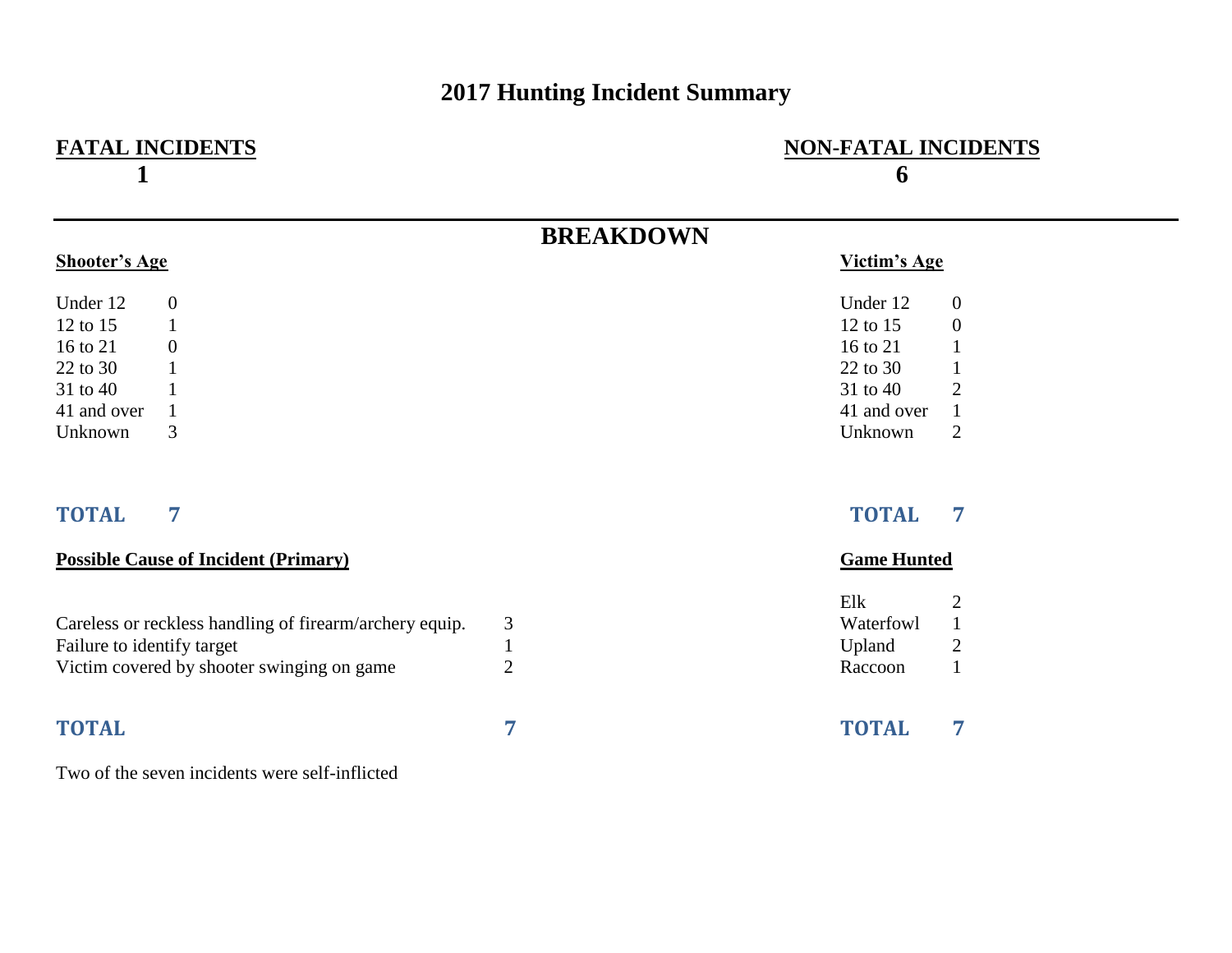# 2017 Hunting Incident Summary

| FATAL INCIDENTS | NON-FATAL INCIDENTS |
|---|---|
| 1 | 6 |

## BREAKDOWN

**Shooter's Age**

| Age | Count |
|---|---|
| Under 12 | 0 |
| 12 to 15 | 1 |
| 16 to 21 | 0 |
| 22 to 30 | 1 |
| 31 to 40 | 1 |
| 41 and over | 1 |
| Unknown | 3 |
| **TOTAL** | **7** |

**Victim's Age**

| Age | Count |
|---|---|
| Under 12 | 0 |
| 12 to 15 | 0 |
| 16 to 21 | 1 |
| 22 to 30 | 1 |
| 31 to 40 | 2 |
| 41 and over | 1 |
| Unknown | 2 |
| **TOTAL** | **7** |

**Possible Cause of Incident (Primary)**

| Cause | Count |
|---|---|
| Careless or reckless handling of firearm/archery equip. | 3 |
| Failure to identify target | 1 |
| Victim covered by shooter swinging on game | 2 |
| **TOTAL** | **7** |

**Game Hunted**

| Game | Count |
|---|---|
| Elk | 2 |
| Waterfowl | 1 |
| Upland | 2 |
| Raccoon | 1 |
| **TOTAL** | **7** |

Two of the seven incidents were self-inflicted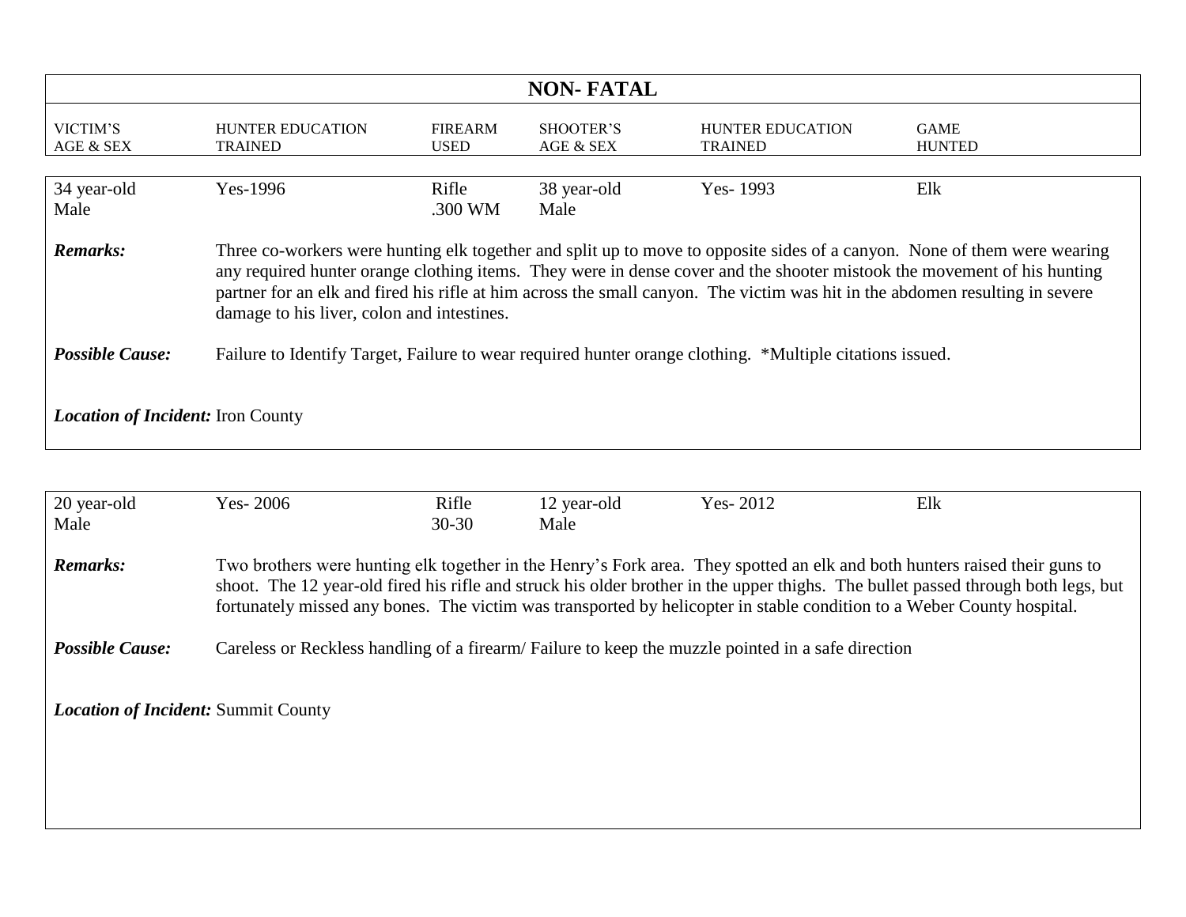## NON- FATAL

| VICTIM'S AGE & SEX | HUNTER EDUCATION TRAINED | FIREARM USED | SHOOTER'S AGE & SEX | HUNTER EDUCATION TRAINED | GAME HUNTED |
|---|---|---|---|---|---|
| 34 year-old Male | Yes-1996 | Rifle .300 WM | 38 year-old Male | Yes- 1993 | Elk |

***Remarks:*** Three co-workers were hunting elk together and split up to move to opposite sides of a canyon. None of them were wearing any required hunter orange clothing items. They were in dense cover and the shooter mistook the movement of his hunting partner for an elk and fired his rifle at him across the small canyon. The victim was hit in the abdomen resulting in severe damage to his liver, colon and intestines.

***Possible Cause:*** Failure to Identify Target, Failure to wear required hunter orange clothing. *Multiple citations issued.

***Location of Incident:*** Iron County

| VICTIM'S AGE & SEX | HUNTER EDUCATION TRAINED | FIREARM USED | SHOOTER'S AGE & SEX | HUNTER EDUCATION TRAINED | GAME HUNTED |
|---|---|---|---|---|---|
| 20 year-old Male | Yes- 2006 | Rifle 30-30 | 12 year-old Male | Yes- 2012 | Elk |

***Remarks:*** Two brothers were hunting elk together in the Henry's Fork area. They spotted an elk and both hunters raised their guns to shoot. The 12 year-old fired his rifle and struck his older brother in the upper thighs. The bullet passed through both legs, but fortunately missed any bones. The victim was transported by helicopter in stable condition to a Weber County hospital.

***Possible Cause:*** Careless or Reckless handling of a firearm/ Failure to keep the muzzle pointed in a safe direction

***Location of Incident:*** Summit County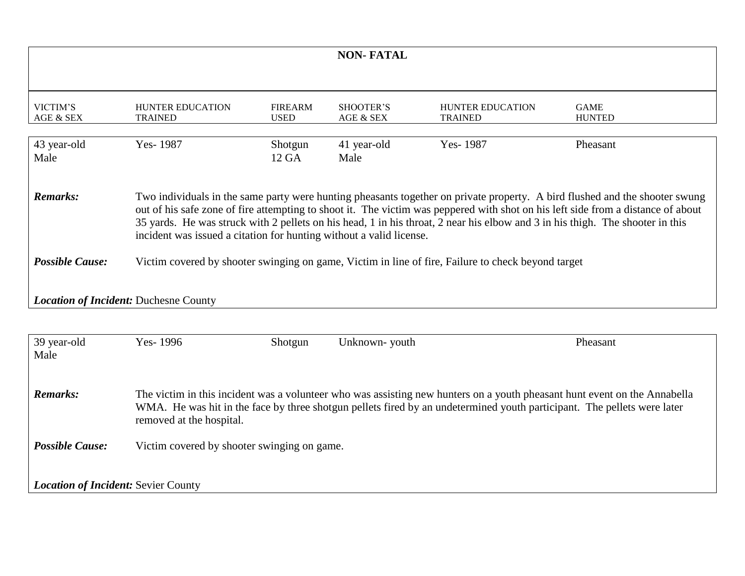## NON- FATAL

| VICTIM'S AGE & SEX | HUNTER EDUCATION TRAINED | FIREARM USED | SHOOTER'S AGE & SEX | HUNTER EDUCATION TRAINED | GAME HUNTED |
|---|---|---|---|---|---|
| 43 year-old Male | Yes- 1987 | Shotgun 12 GA | 41 year-old Male | Yes- 1987 | Pheasant |

***Remarks:*** Two individuals in the same party were hunting pheasants together on private property. A bird flushed and the shooter swung out of his safe zone of fire attempting to shoot it. The victim was peppered with shot on his left side from a distance of about 35 yards. He was struck with 2 pellets on his head, 1 in his throat, 2 near his elbow and 3 in his thigh. The shooter in this incident was issued a citation for hunting without a valid license.

***Possible Cause:*** Victim covered by shooter swinging on game, Victim in line of fire, Failure to check beyond target

***Location of Incident:*** Duchesne County

| VICTIM'S AGE & SEX | HUNTER EDUCATION TRAINED | FIREARM USED | SHOOTER'S AGE & SEX | HUNTER EDUCATION TRAINED | GAME HUNTED |
|---|---|---|---|---|---|
| 39 year-old Male | Yes- 1996 | Shotgun | Unknown- youth | | Pheasant |

***Remarks:*** The victim in this incident was a volunteer who was assisting new hunters on a youth pheasant hunt event on the Annabella WMA. He was hit in the face by three shotgun pellets fired by an undetermined youth participant. The pellets were later removed at the hospital.

***Possible Cause:*** Victim covered by shooter swinging on game.

***Location of Incident:*** Sevier County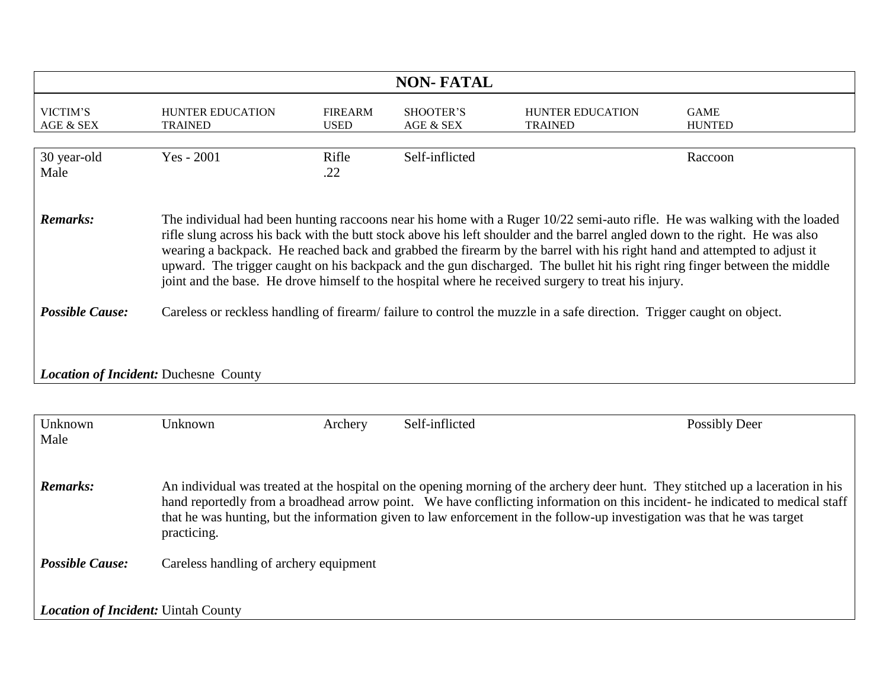## NON- FATAL

| VICTIM'S AGE & SEX | HUNTER EDUCATION TRAINED | FIREARM USED | SHOOTER'S AGE & SEX | HUNTER EDUCATION TRAINED | GAME HUNTED |
|---|---|---|---|---|---|
| 30 year-old Male | Yes - 2001 | Rifle .22 | Self-inflicted | | Raccoon |

***Remarks:*** The individual had been hunting raccoons near his home with a Ruger 10/22 semi-auto rifle. He was walking with the loaded rifle slung across his back with the butt stock above his left shoulder and the barrel angled down to the right. He was also wearing a backpack. He reached back and grabbed the firearm by the barrel with his right hand and attempted to adjust it upward. The trigger caught on his backpack and the gun discharged. The bullet hit his right ring finger between the middle joint and the base. He drove himself to the hospital where he received surgery to treat his injury.

***Possible Cause:*** Careless or reckless handling of firearm/ failure to control the muzzle in a safe direction. Trigger caught on object.

***Location of Incident:*** Duchesne County

| VICTIM'S AGE & SEX | HUNTER EDUCATION TRAINED | FIREARM USED | SHOOTER'S AGE & SEX | HUNTER EDUCATION TRAINED | GAME HUNTED |
|---|---|---|---|---|---|
| Unknown Male | Unknown | Archery | Self-inflicted | | Possibly Deer |

***Remarks:*** An individual was treated at the hospital on the opening morning of the archery deer hunt. They stitched up a laceration in his hand reportedly from a broadhead arrow point. We have conflicting information on this incident- he indicated to medical staff that he was hunting, but the information given to law enforcement in the follow-up investigation was that he was target practicing.

***Possible Cause:*** Careless handling of archery equipment

***Location of Incident:*** Uintah County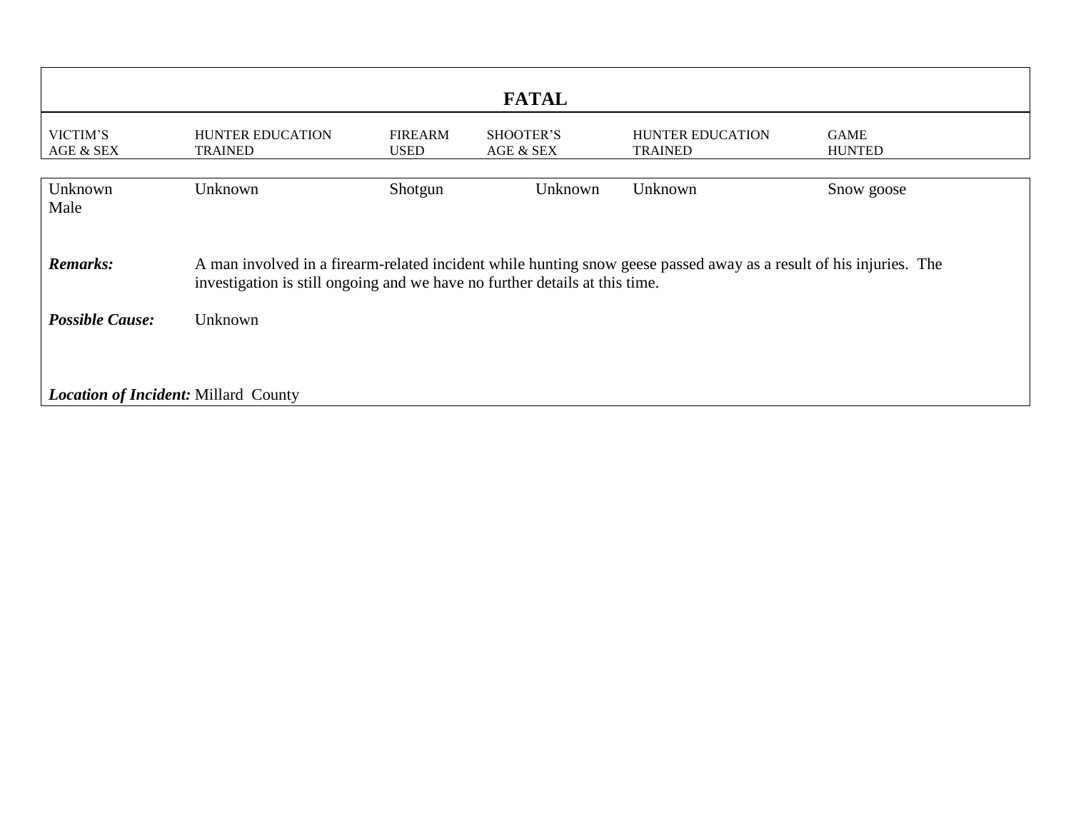## FATAL

| VICTIM'S AGE & SEX | HUNTER EDUCATION TRAINED | FIREARM USED | SHOOTER'S AGE & SEX | HUNTER EDUCATION TRAINED | GAME HUNTED |
|---|---|---|---|---|---|
| Unknown Male | Unknown | Shotgun | Unknown | Unknown | Snow goose |

***Remarks:*** A man involved in a firearm-related incident while hunting snow geese passed away as a result of his injuries. The investigation is still ongoing and we have no further details at this time.

***Possible Cause:*** Unknown

***Location of Incident:*** Millard County